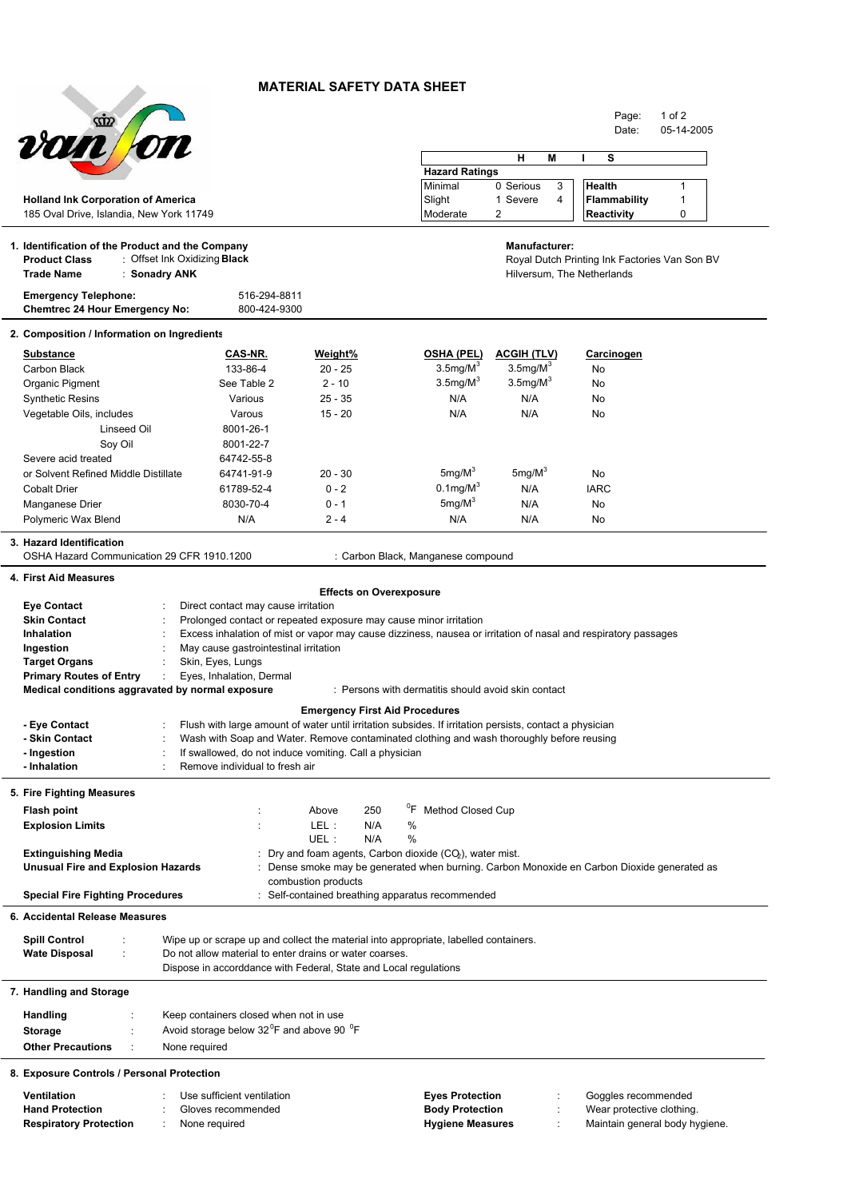# MATERIAL SAFETY DATA SHEET

Date: 05-14-2005

**Holland Ink Corporation of America**
185 Oval Drive, Islandia, New York 11749

| H | M | I | S |
|---|---|---|---|
| **Hazard Ratings** | | | |
| Minimal | 0 Serious 3 | **Health** | 1 |
| Slight | 1 Severe 4 | **Flammability** | 1 |
| Moderate | 2 | **Reactivity** | 0 |

## 1. Identification of the Product and the Company

**Product Class** : Offset Ink Oxidizing **Black**
**Trade Name** : **Sonadry ANK**

**Manufacturer:**
Royal Dutch Printing Ink Factories Van Son BV
Hilversum, The Netherlands

**Emergency Telephone:** 516-294-8811
**Chemtrec 24 Hour Emergency No:** 800-424-9300

## 2. Composition / Information on Ingredients

| Substance | CAS-NR. | Weight% | OSHA (PEL) | ACGIH (TLV) | Carcinogen |
|---|---|---|---|---|---|
| Carbon Black | 133-86-4 | 20 - 25 | 3.5mg/M$^3$ | 3.5mg/M$^3$ | No |
| Organic Pigment | See Table 2 | 2 - 10 | 3.5mg/M$^3$ | 3.5mg/M$^3$ | No |
| Synthetic Resins | Various | 25 - 35 | N/A | N/A | No |
| Vegetable Oils, includes | Varous | 15 - 20 | N/A | N/A | No |
| Linseed Oil | 8001-26-1 | | | | |
| Soy Oil | 8001-22-7 | | | | |
| Severe acid treated | 64742-55-8 | | | | |
| or Solvent Refined Middle Distillate | 64741-91-9 | 20 - 30 | 5mg/M$^3$ | 5mg/M$^3$ | No |
| Cobalt Drier | 61789-52-4 | 0 - 2 | 0.1mg/M$^3$ | N/A | IARC |
| Manganese Drier | 8030-70-4 | 0 - 1 | 5mg/M$^3$ | N/A | No |
| Polymeric Wax Blend | N/A | 2 - 4 | N/A | N/A | No |

## 3. Hazard Identification

OSHA Hazard Communication 29 CFR 1910.1200 : Carbon Black, Manganese compound

## 4. First Aid Measures

**Effects on Overexposure**

**Eye Contact** : Direct contact may cause irritation
**Skin Contact** : Prolonged contact or repeated exposure may cause minor irritation
**Inhalation** : Excess inhalation of mist or vapor may cause dizziness, nausea or irritation of nasal and respiratory passages
**Ingestion** : May cause gastrointestinal irritation
**Target Organs** : Skin, Eyes, Lungs
**Primary Routes of Entry** : Eyes, Inhalation, Dermal
**Medical conditions aggravated by normal exposure** : Persons with dermatitis should avoid skin contact

**Emergency First Aid Procedures**

**- Eye Contact** : Flush with large amount of water until irritation subsides. If irritation persists, contact a physician
**- Skin Contact** : Wash with Soap and Water. Remove contaminated clothing and wash thoroughly before reusing
**- Ingestion** : If swallowed, do not induce vomiting. Call a physician
**- Inhalation** : Remove individual to fresh air

## 5. Fire Fighting Measures

**Flash point** : Above 250 $^0$F Method Closed Cup
**Explosion Limits** : LEL : N/A % ; UEL : N/A %
**Extinguishing Media** : Dry and foam agents, Carbon dioxide ($CO_2$), water mist.
**Unusual Fire and Explosion Hazards** : Dense smoke may be generated when burning. Carbon Monoxide en Carbon Dioxide generated as combustion products
**Special Fire Fighting Procedures** : Self-contained breathing apparatus recommended

## 6. Accidental Release Measures

**Spill Control** : Wipe up or scrape up and collect the material into appropriate, labelled containers.
**Wate Disposal** : Do not allow material to enter drains or water coarses.
Dispose in accorddance with Federal, State and Local regulations

## 7. Handling and Storage

**Handling** : Keep containers closed when not in use
**Storage** : Avoid storage below 32$^0$F and above 90 $^0$F
**Other Precautions** : None required

## 8. Exposure Controls / Personal Protection

**Ventilation** : Use sufficient ventilation
**Hand Protection** : Gloves recommended
**Respiratory Protection** : None required
**Eyes Protection** : Goggles recommended
**Body Protection** : Wear protective clothing.
**Hygiene Measures** : Maintain general body hygiene.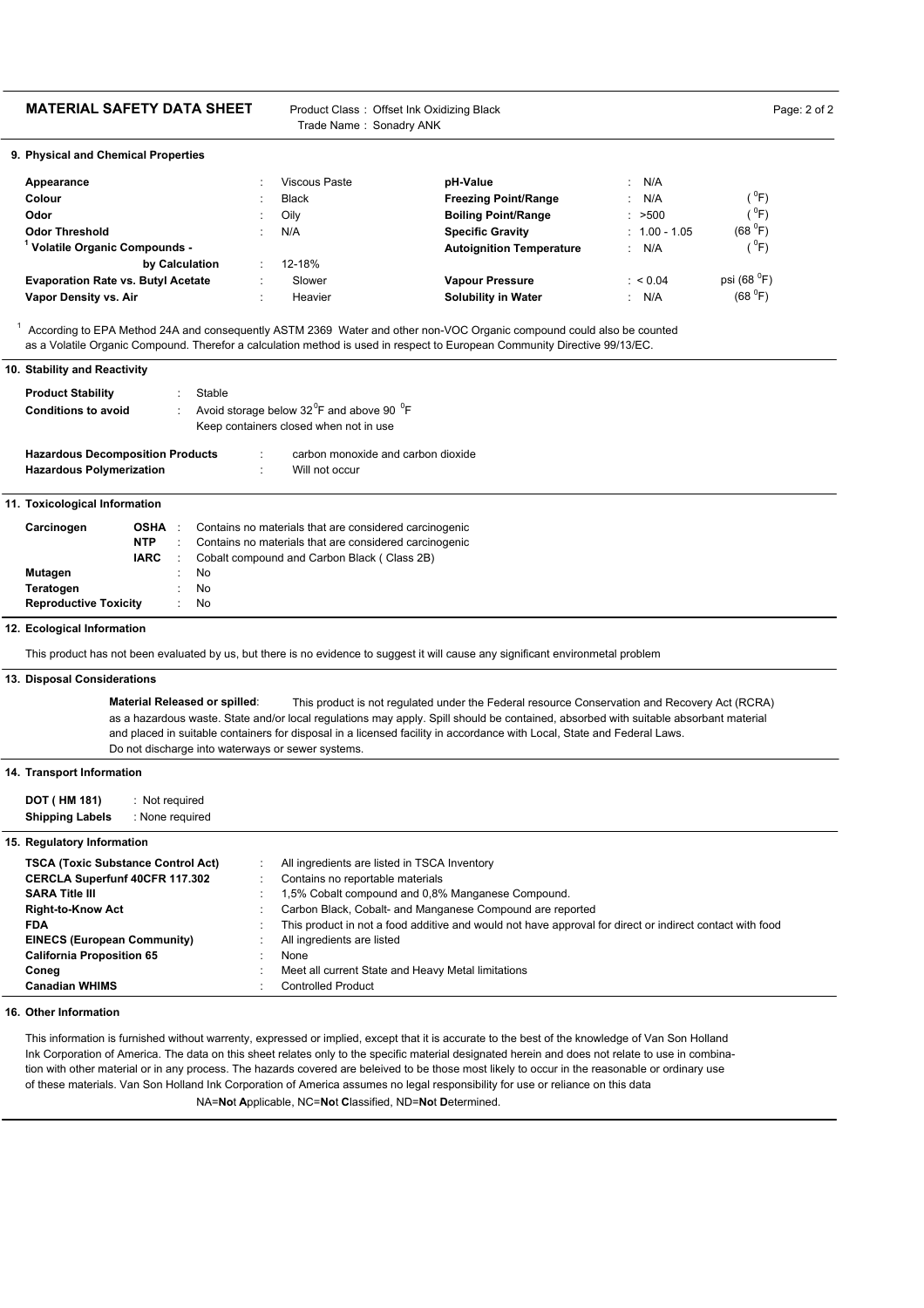## 9. Physical and Chemical Properties

| | | | | |
|---|---|---|---|---|
| **Appearance** | : Viscous Paste | **pH-Value** | : N/A | |
| **Colour** | : Black | **Freezing Point/Range** | : N/A | ( $^0$F) |
| **Odor** | : Oily | **Boiling Point/Range** | : >500 | ( $^0$F) |
| **Odor Threshold** | : N/A | **Specific Gravity** | : 1.00 - 1.05 | (68 $^0$F) |
| [1] **Volatile Organic Compounds - by Calculation** | : 12-18% | **Autoignition Temperature** | : N/A | ( $^0$F) |
| **Evaporation Rate vs. Butyl Acetate** | : Slower | **Vapour Pressure** | : < 0.04 | psi (68 $^0$F) |
| **Vapor Density vs. Air** | : Heavier | **Solubility in Water** | : N/A | (68 $^0$F) |

[1] According to EPA Method 24A and consequently ASTM 2369 Water and other non-VOC Organic compound could also be counted as a Volatile Organic Compound. Therefor a calculation method is used in respect to European Community Directive 99/13/EC.

## 10. Stability and Reactivity

**Product Stability** : Stable

**Conditions to avoid** : Avoid storage below 32$^0$F and above 90 $^0$F
Keep containers closed when not in use

**Hazardous Decomposition Products** : carbon monoxide and carbon dioxide

**Hazardous Polymerization** : Will not occur

## 11. Toxicological Information

**Carcinogen**
- **OSHA** : Contains no materials that are considered carcinogenic
- **NTP** : Contains no materials that are considered carcinogenic
- **IARC** : Cobalt compound and Carbon Black ( Class 2B)

**Mutagen** : No

**Teratogen** : No

**Reproductive Toxicity** : No

## 12. Ecological Information

This product has not been evaluated by us, but there is no evidence to suggest it will cause any significant environmetal problem

## 13. Disposal Considerations

**Material Released or spilled**: This product is not regulated under the Federal resource Conservation and Recovery Act (RCRA) as a hazardous waste. State and/or local regulations may apply. Spill should be contained, absorbed with suitable absorbant material and placed in suitable containers for disposal in a licensed facility in accordance with Local, State and Federal Laws. Do not discharge into waterways or sewer systems.

## 14. Transport Information

**DOT ( HM 181)** : Not required

**Shipping Labels** : None required

## 15. Regulatory Information

| | |
|---|---|
| **TSCA (Toxic Substance Control Act)** | : All ingredients are listed in TSCA Inventory |
| **CERCLA Superfunf 40CFR 117.302** | : Contains no reportable materials |
| **SARA Title III** | : 1,5% Cobalt compound and 0,8% Manganese Compound. |
| **Right-to-Know Act** | : Carbon Black, Cobalt- and Manganese Compound are reported |
| **FDA** | : This product in not a food additive and would not have approval for direct or indirect contact with food |
| **EINECS (European Community)** | : All ingredients are listed |
| **California Proposition 65** | : None |
| **Coneg** | : Meet all current State and Heavy Metal limitations |
| **Canadian WHIMS** | : Controlled Product |

## 16. Other Information

This information is furnished without warrenty, expressed or implied, except that it is accurate to the best of the knowledge of Van Son Holland Ink Corporation of America. The data on this sheet relates only to the specific material designated herein and does not relate to use in combination with other material or in any process. The hazards covered are beleived to be those most likely to occur in the reasonable or ordinary use of these materials. Van Son Holland Ink Corporation of America assumes no legal responsibility for use or reliance on this data

NA=**No**t **A**pplicable, NC=**No**t **C**lassified, ND=**No**t **D**etermined.